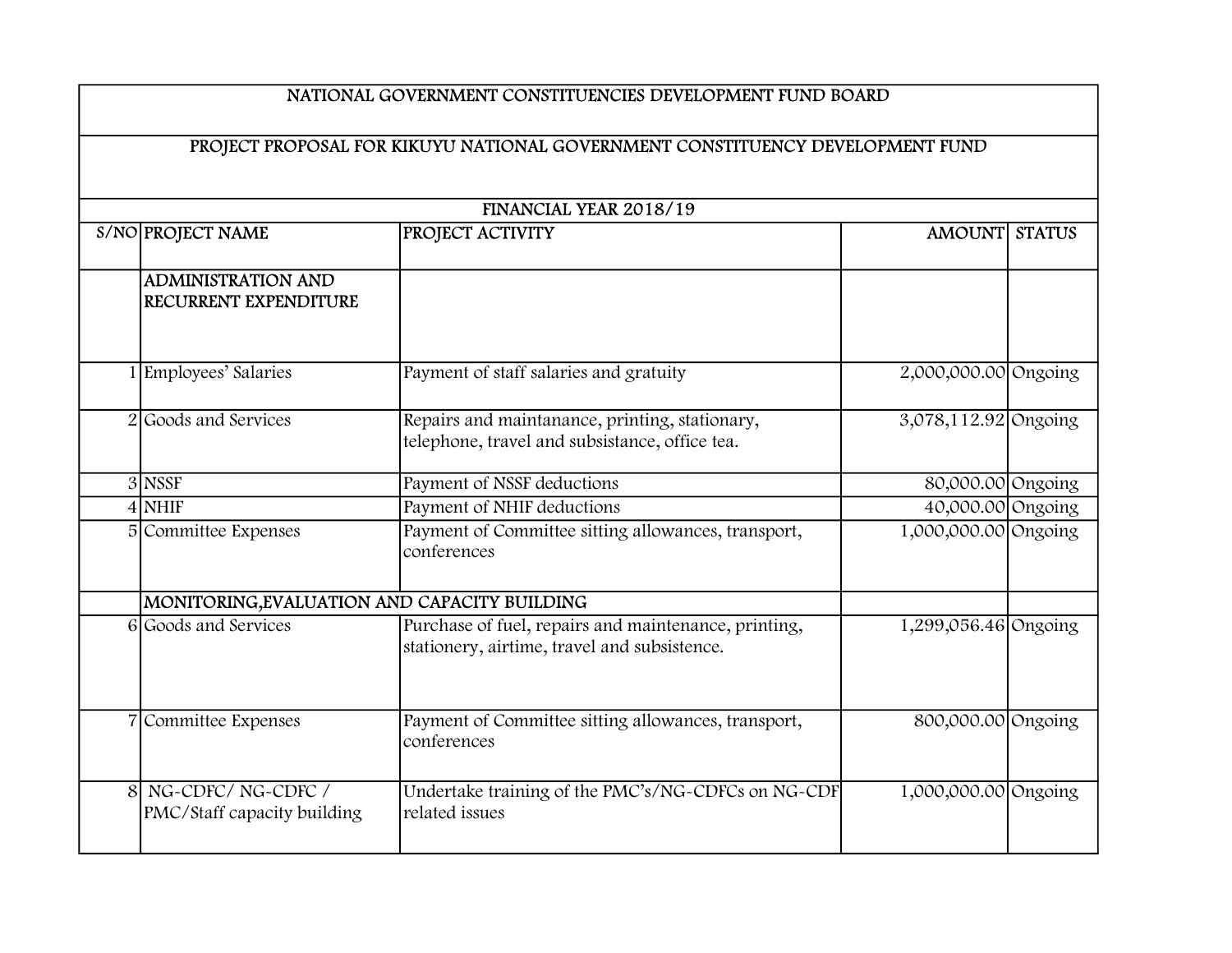| NATIONAL GOVERNMENT CONSTITUENCIES DEVELOPMENT FUND BOARD | | | | |
|---|---|---|---|---|
| PROJECT PROPOSAL FOR KIKUYU NATIONAL GOVERNMENT CONSTITUENCY DEVELOPMENT FUND | | | | |
| FINANCIAL YEAR 2018/19 | | | | |
| S/NO | PROJECT NAME | PROJECT ACTIVITY | AMOUNT | STATUS |
| | ADMINISTRATION AND RECURRENT EXPENDITURE | | | |
| 1 | Employees' Salaries | Payment of staff salaries and gratuity | 2,000,000.00 | Ongoing |
| 2 | Goods and Services | Repairs and maintanance, printing, stationary, telephone, travel and subsistance, office tea. | 3,078,112.92 | Ongoing |
| 3 | NSSF | Payment of NSSF deductions | 80,000.00 | Ongoing |
| 4 | NHIF | Payment of NHIF deductions | 40,000.00 | Ongoing |
| 5 | Committee Expenses | Payment of Committee sitting allowances, transport, conferences | 1,000,000.00 | Ongoing |
| | MONITORING,EVALUATION AND CAPACITY BUILDING | | | |
| 6 | Goods and Services | Purchase of fuel, repairs and maintenance, printing, stationery, airtime, travel and subsistence. | 1,299,056.46 | Ongoing |
| 7 | Committee Expenses | Payment of Committee sitting allowances, transport, conferences | 800,000.00 | Ongoing |
| 8 | NG-CDFC/ NG-CDFC / PMC/Staff capacity building | Undertake training of the PMC's/NG-CDFCs on NG-CDF related issues | 1,000,000.00 | Ongoing |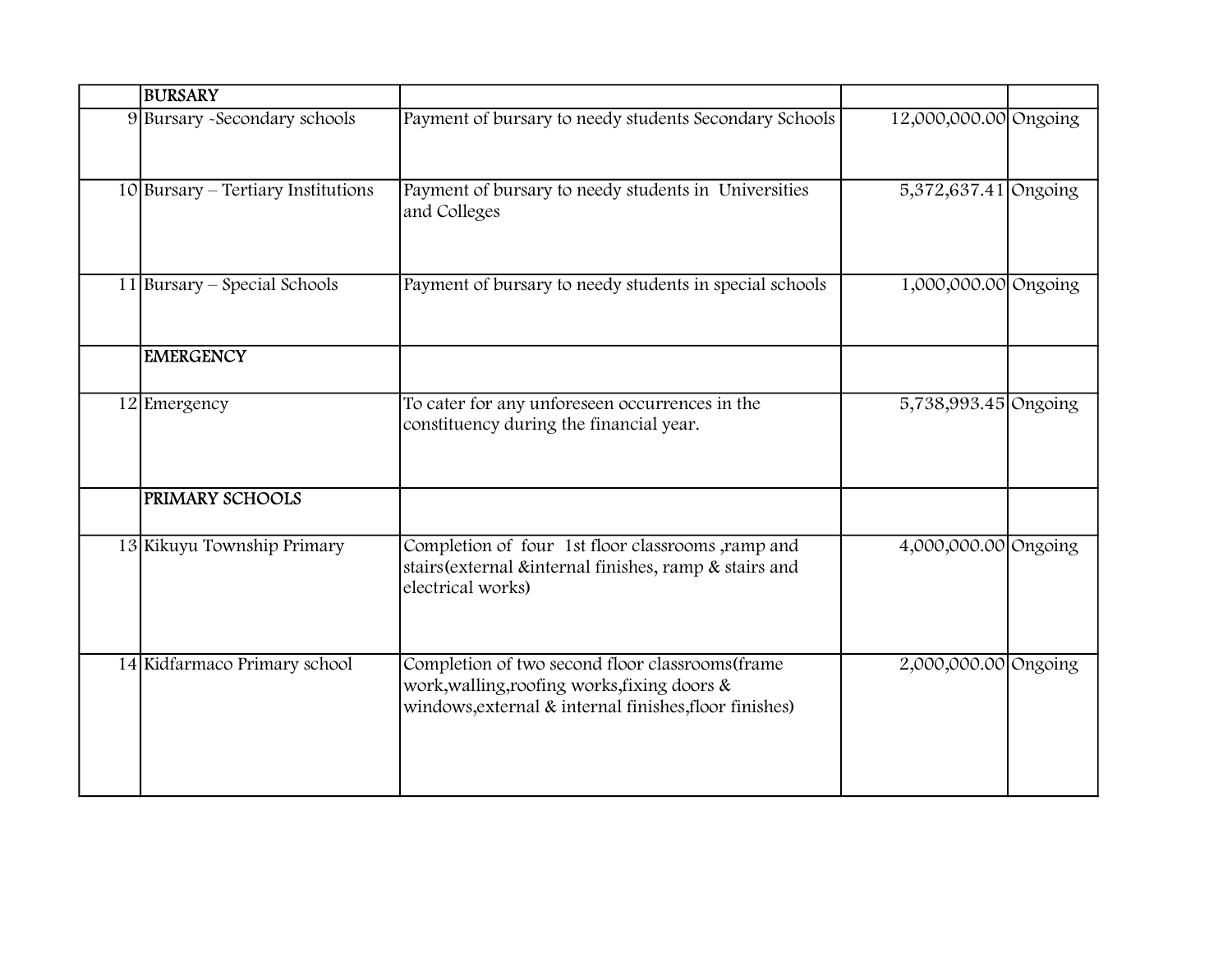| | | | | |
|---|---|---|---|---|
| | **BURSARY** | | | |
| 9 | Bursary -Secondary schools | Payment of bursary to needy students Secondary Schools | 12,000,000.00 | Ongoing |
| 10 | Bursary – Tertiary Institutions | Payment of bursary to needy students in Universities and Colleges | 5,372,637.41 | Ongoing |
| 11 | Bursary – Special Schools | Payment of bursary to needy students in special schools | 1,000,000.00 | Ongoing |
| | **EMERGENCY** | | | |
| 12 | Emergency | To cater for any unforeseen occurrences in the constituency during the financial year. | 5,738,993.45 | Ongoing |
| | **PRIMARY SCHOOLS** | | | |
| 13 | Kikuyu Township Primary | Completion of four 1st floor classrooms ,ramp and stairs(external &internal finishes, ramp & stairs and electrical works) | 4,000,000.00 | Ongoing |
| 14 | Kidfarmaco Primary school | Completion of two second floor classrooms(frame work,walling,roofing works,fixing doors & windows,external & internal finishes,floor finishes) | 2,000,000.00 | Ongoing |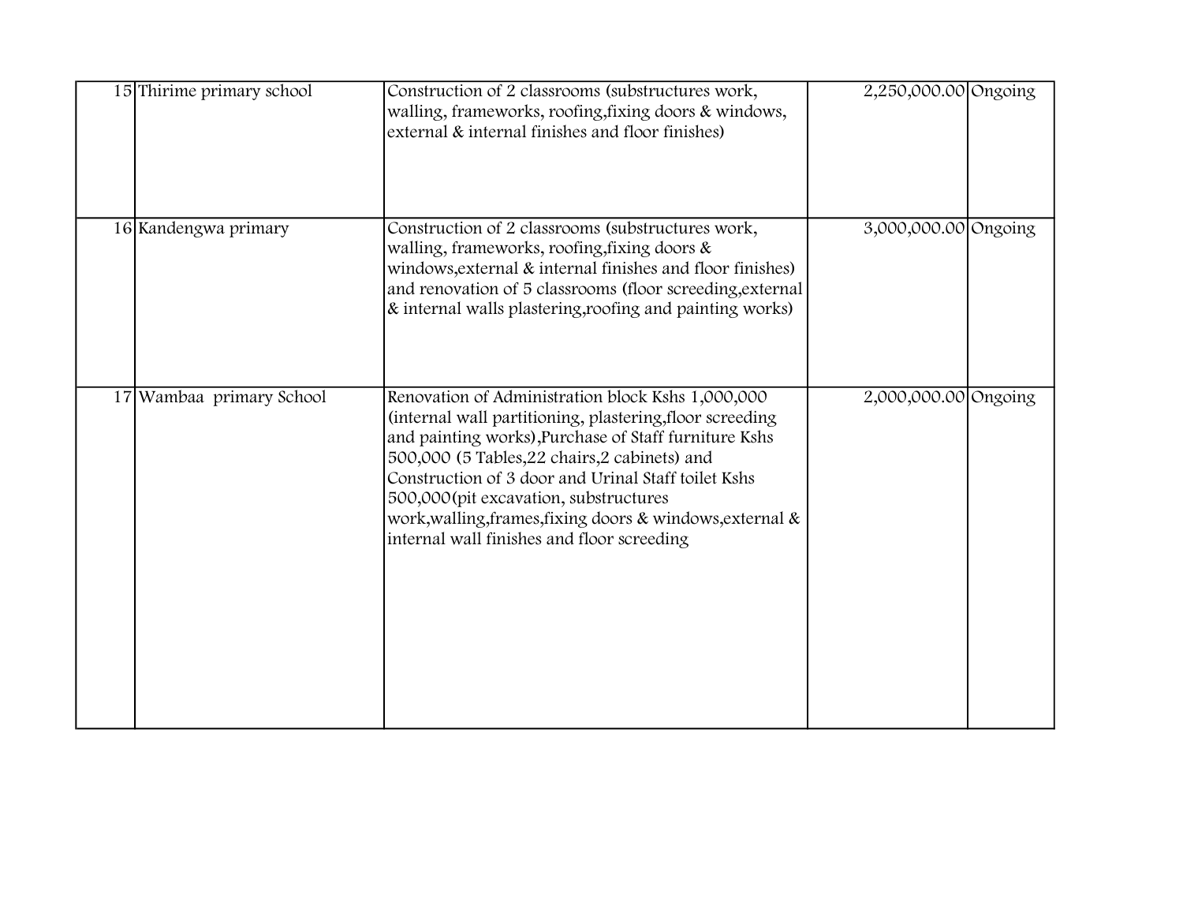| | | | | |
|---|---|---|---|---|
| 15 | Thirime primary school | Construction of 2 classrooms (substructures work, walling, frameworks, roofing,fixing doors & windows, external & internal finishes and floor finishes) | 2,250,000.00 | Ongoing |
| 16 | Kandengwa primary | Construction of 2 classrooms (substructures work, walling, frameworks, roofing,fixing doors & windows,external & internal finishes and floor finishes) and renovation of 5 classrooms (floor screeding,external & internal walls plastering,roofing and painting works) | 3,000,000.00 | Ongoing |
| 17 | Wambaa primary School | Renovation of Administration block Kshs 1,000,000 (internal wall partitioning, plastering,floor screeding and painting works),Purchase of Staff furniture Kshs 500,000 (5 Tables,22 chairs,2 cabinets) and Construction of 3 door and Urinal Staff toilet Kshs 500,000(pit excavation, substructures work,walling,frames,fixing doors & windows,external & internal wall finishes and floor screeding | 2,000,000.00 | Ongoing |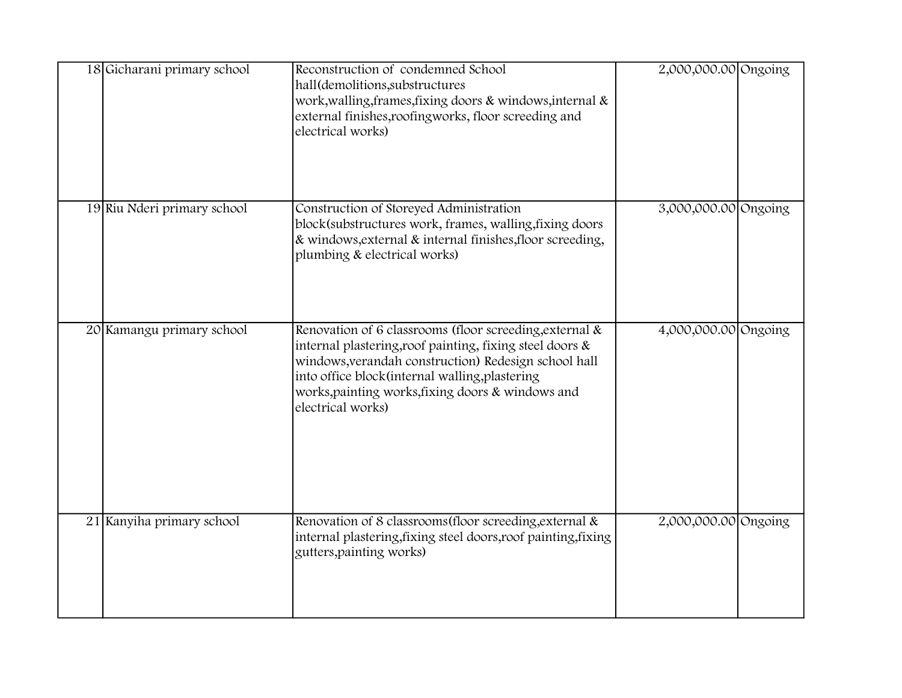|  |  |  |  |  |
|---|---|---|---|---|
| 18 | Gicharani primary school | Reconstruction of condemned School hall(demolitions,substructures work,walling,frames,fixing doors & windows,internal & external finishes,roofingworks, floor screeding and electrical works) | 2,000,000.00 | Ongoing |
| 19 | Riu Nderi primary school | Construction of Storeyed Administration block(substructures work, frames, walling,fixing doors & windows,external & internal finishes,floor screeding, plumbing & electrical works) | 3,000,000.00 | Ongoing |
| 20 | Kamangu primary school | Renovation of 6 classrooms (floor screeding,external & internal plastering,roof painting, fixing steel doors & windows,verandah construction) Redesign school hall into office block(internal walling,plastering works,painting works,fixing doors & windows and electrical works) | 4,000,000.00 | Ongoing |
| 21 | Kanyiha primary school | Renovation of 8 classrooms(floor screeding,external & internal plastering,fixing steel doors,roof painting,fixing gutters,painting works) | 2,000,000.00 | Ongoing |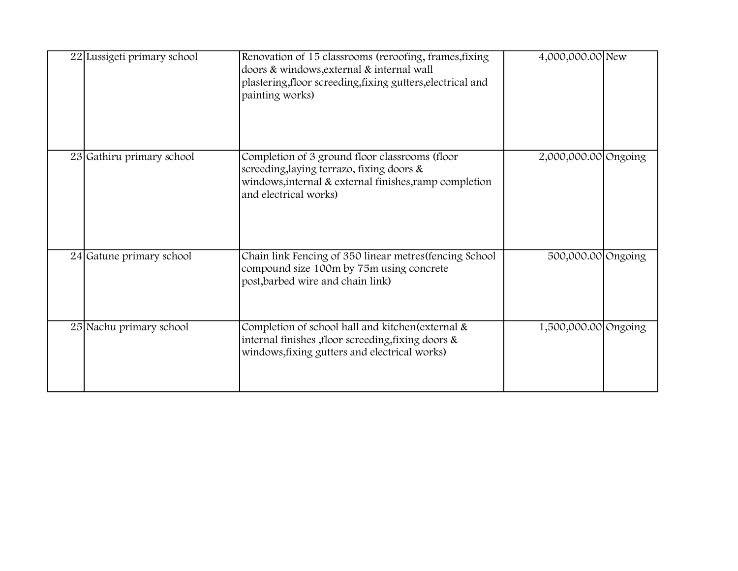| | | | | |
|---|---|---|---|---|
| 22 | Lussigeti primary school | Renovation of 15 classrooms (reroofing, frames,fixing doors & windows,external & internal wall plastering,floor screeding,fixing gutters,electrical and painting works) | 4,000,000.00 | New |
| 23 | Gathiru primary school | Completion of 3 ground floor classrooms (floor screeding,laying terrazo, fixing doors & windows,internal & external finishes,ramp completion and electrical works) | 2,000,000.00 | Ongoing |
| 24 | Gatune primary school | Chain link Fencing of 350 linear metres(fencing School compound size 100m by 75m using concrete post,barbed wire and chain link) | 500,000.00 | Ongoing |
| 25 | Nachu primary school | Completion of school hall and kitchen(external & internal finishes ,floor screeding,fixing doors & windows,fixing gutters and electrical works) | 1,500,000.00 | Ongoing |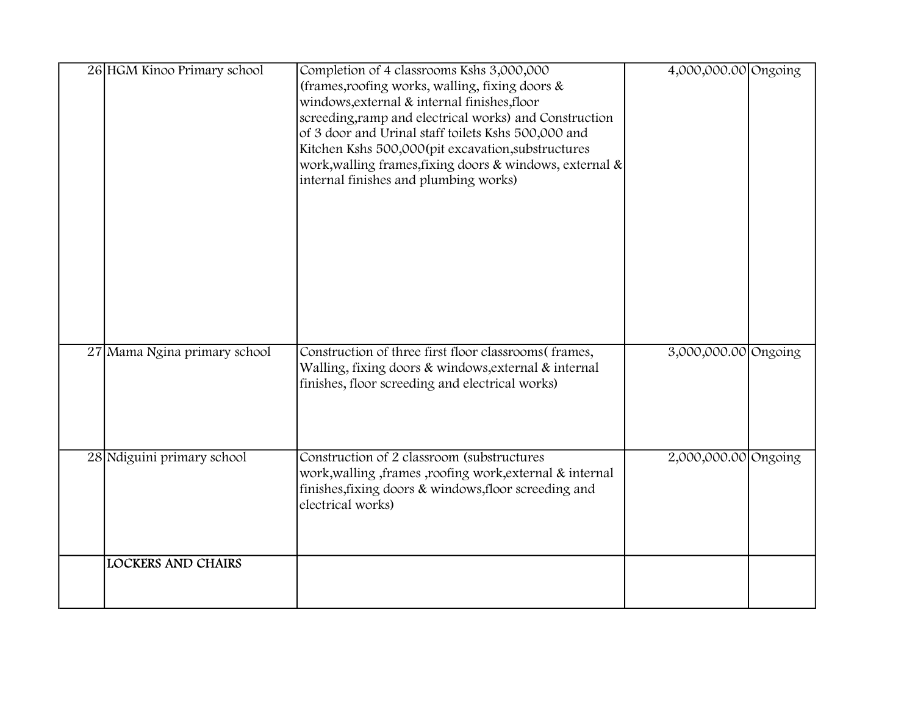| | | | | |
|---|---|---|---|---|
| 26 | HGM Kinoo Primary school | Completion of 4 classrooms Kshs 3,000,000 (frames,roofing works, walling, fixing doors & windows,external & internal finishes,floor screeding,ramp and electrical works) and Construction of 3 door and Urinal staff toilets Kshs 500,000 and Kitchen Kshs 500,000(pit excavation,substructures work,walling frames,fixing doors & windows, external & internal finishes and plumbing works) | 4,000,000.00 | Ongoing |
| 27 | Mama Ngina primary school | Construction of three first floor classrooms( frames, Walling, fixing doors & windows,external & internal finishes, floor screeding and electrical works) | 3,000,000.00 | Ongoing |
| 28 | Ndiguini primary school | Construction of 2 classroom (substructures work,walling ,frames ,roofing work,external & internal finishes,fixing doors & windows,floor screeding and electrical works) | 2,000,000.00 | Ongoing |
| | **LOCKERS AND CHAIRS** | | | |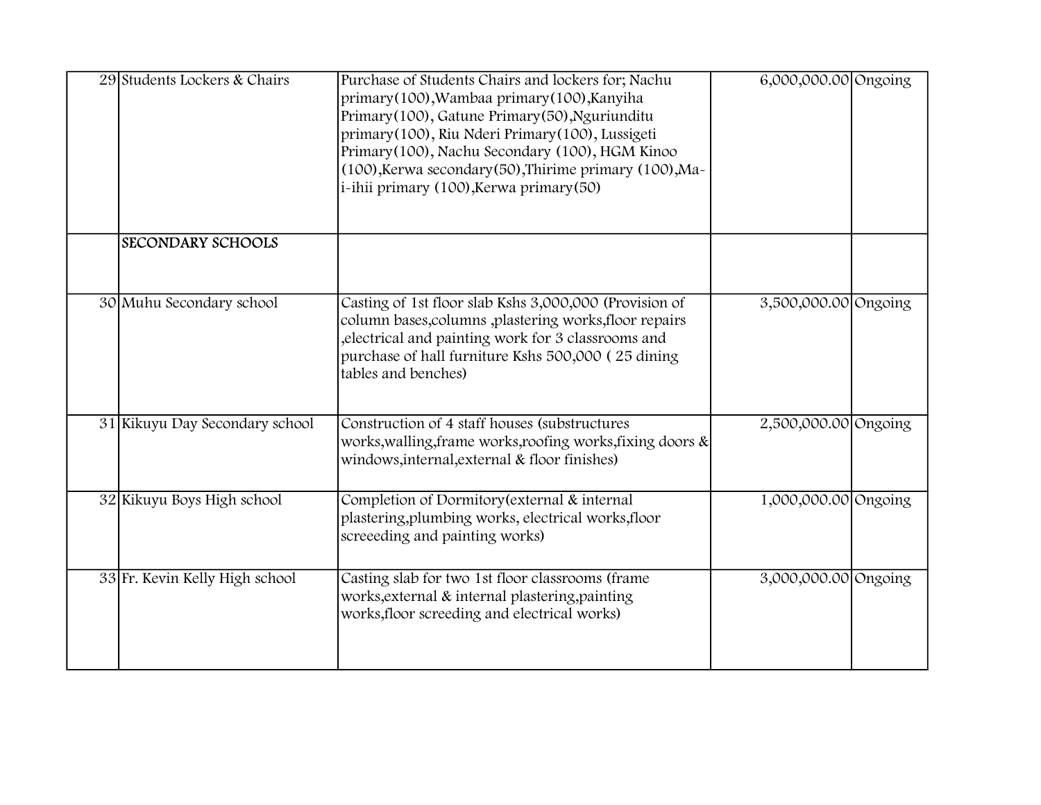| | | | | |
|---|---|---|---|---|
| 29 | Students Lockers & Chairs | Purchase of Students Chairs and lockers for; Nachu primary(100),Wambaa primary(100),Kanyiha Primary(100), Gatune Primary(50),Nguriunditu primary(100), Riu Nderi Primary(100), Lussigeti Primary(100), Nachu Secondary (100), HGM Kinoo (100),Kerwa secondary(50),Thirime primary (100),Ma-i-ihii primary (100),Kerwa primary(50) | 6,000,000.00 | Ongoing |
| | **SECONDARY SCHOOLS** | | | |
| 30 | Muhu Secondary school | Casting of 1st floor slab Kshs 3,000,000 (Provision of column bases,columns ,plastering works,floor repairs ,electrical and painting work for 3 classrooms and purchase of hall furniture Kshs 500,000 ( 25 dining tables and benches) | 3,500,000.00 | Ongoing |
| 31 | Kikuyu Day Secondary school | Construction of 4 staff houses (substructures works,walling,frame works,roofing works,fixing doors & windows,internal,external & floor finishes) | 2,500,000.00 | Ongoing |
| 32 | Kikuyu Boys High school | Completion of Dormitory(external & internal plastering,plumbing works, electrical works,floor screeeding and painting works) | 1,000,000.00 | Ongoing |
| 33 | Fr. Kevin Kelly High school | Casting slab for two 1st floor classrooms (frame works,external & internal plastering,painting works,floor screeding and electrical works) | 3,000,000.00 | Ongoing |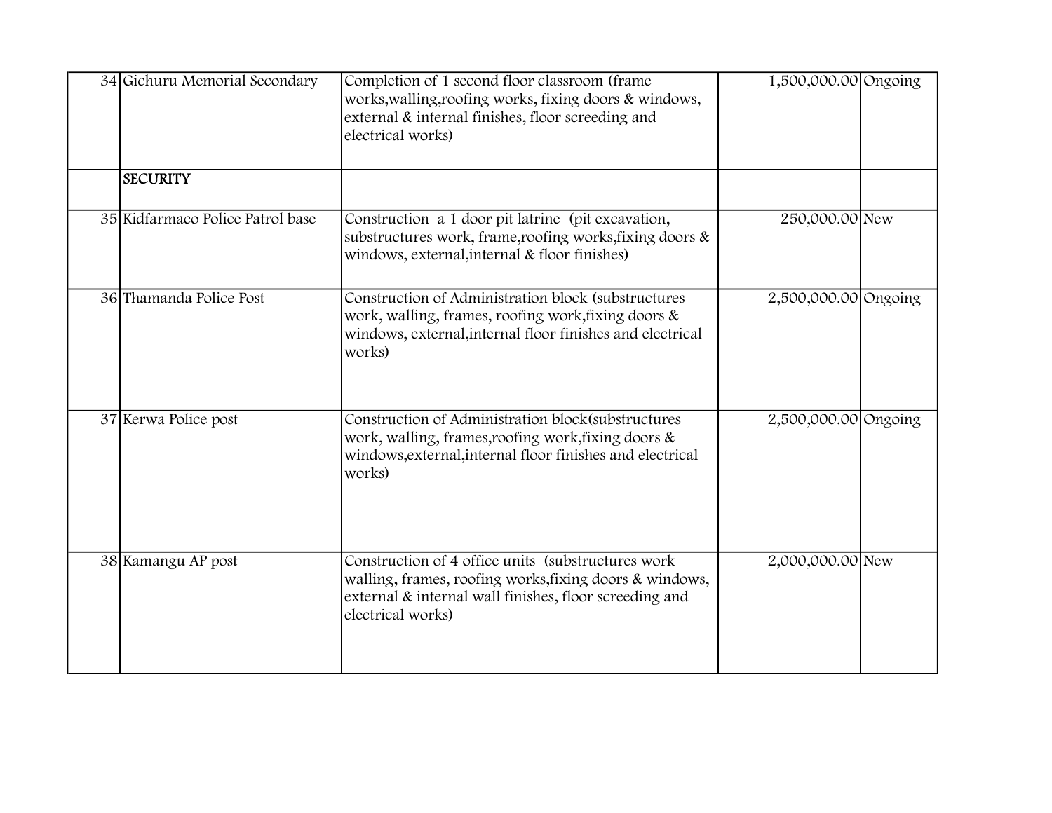| | | | | |
|---|---|---|---|---|
| 34 | Gichuru Memorial Secondary | Completion of 1 second floor classroom (frame works,walling,roofing works, fixing doors & windows, external & internal finishes, floor screeding and electrical works) | 1,500,000.00 | Ongoing |
| | **SECURITY** | | | |
| 35 | Kidfarmaco Police Patrol base | Construction a 1 door pit latrine (pit excavation, substructures work, frame,roofing works,fixing doors & windows, external,internal & floor finishes) | 250,000.00 | New |
| 36 | Thamanda Police Post | Construction of Administration block (substructures work, walling, frames, roofing work,fixing doors & windows, external,internal floor finishes and electrical works) | 2,500,000.00 | Ongoing |
| 37 | Kerwa Police post | Construction of Administration block(substructures work, walling, frames,roofing work,fixing doors & windows,external,internal floor finishes and electrical works) | 2,500,000.00 | Ongoing |
| 38 | Kamangu AP post | Construction of 4 office units (substructures work walling, frames, roofing works,fixing doors & windows, external & internal wall finishes, floor screeding and electrical works) | 2,000,000.00 | New |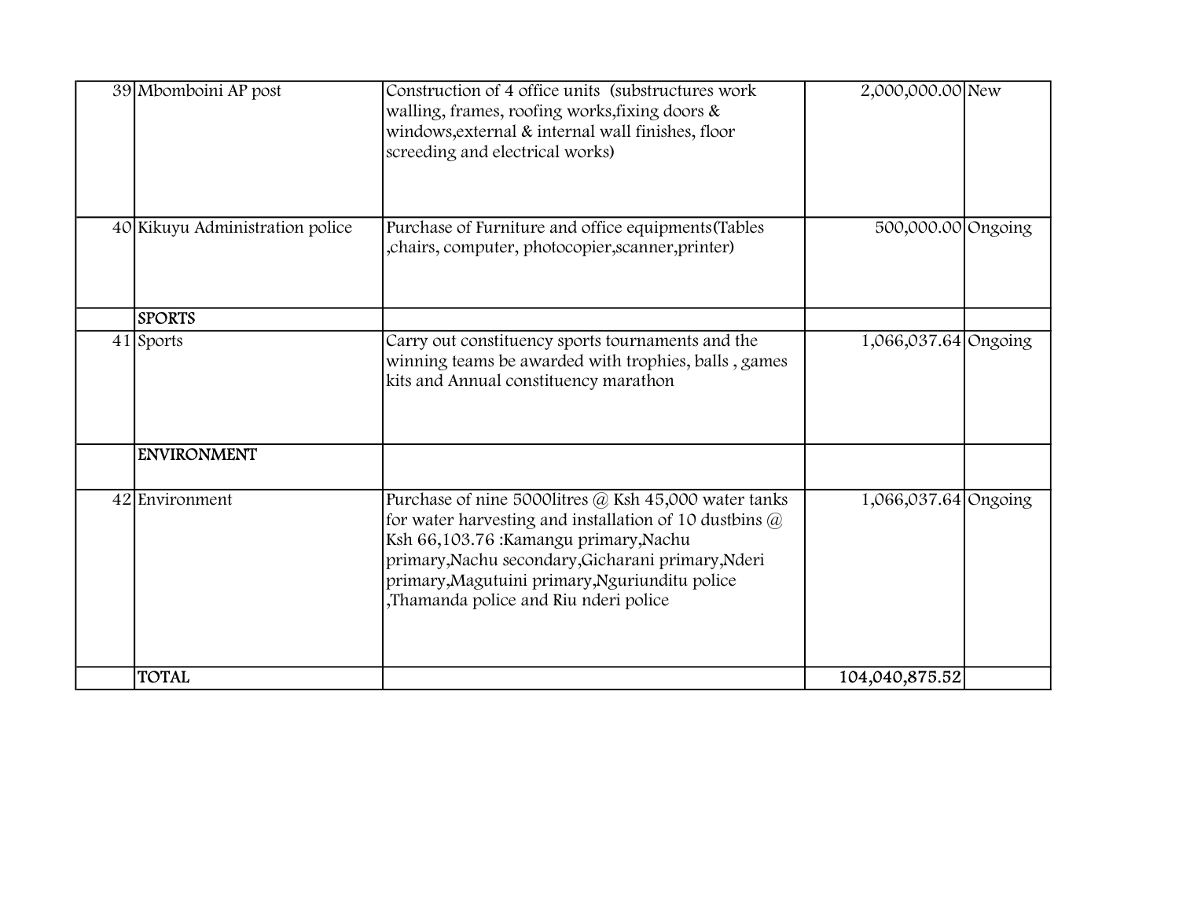| | | | | |
|---|---|---|---|---|
| 39 | Mbomboini AP post | Construction of 4 office units (substructures work walling, frames, roofing works,fixing doors & windows,external & internal wall finishes, floor screeding and electrical works) | 2,000,000.00 | New |
| 40 | Kikuyu Administration police | Purchase of Furniture and office equipments(Tables ,chairs, computer, photocopier,scanner,printer) | 500,000.00 | Ongoing |
| | **SPORTS** | | | |
| 41 | Sports | Carry out constituency sports tournaments and the winning teams be awarded with trophies, balls , games kits and Annual constituency marathon | 1,066,037.64 | Ongoing |
| | **ENVIRONMENT** | | | |
| 42 | Environment | Purchase of nine 5000litres @ Ksh 45,000 water tanks for water harvesting and installation of 10 dustbins @ Ksh 66,103.76 :Kamangu primary,Nachu primary,Nachu secondary,Gicharani primary,Nderi primary,Magutuini primary,Nguriunditu police ,Thamanda police and Riu nderi police | 1,066,037.64 | Ongoing |
| | **TOTAL** | | 104,040,875.52 | |